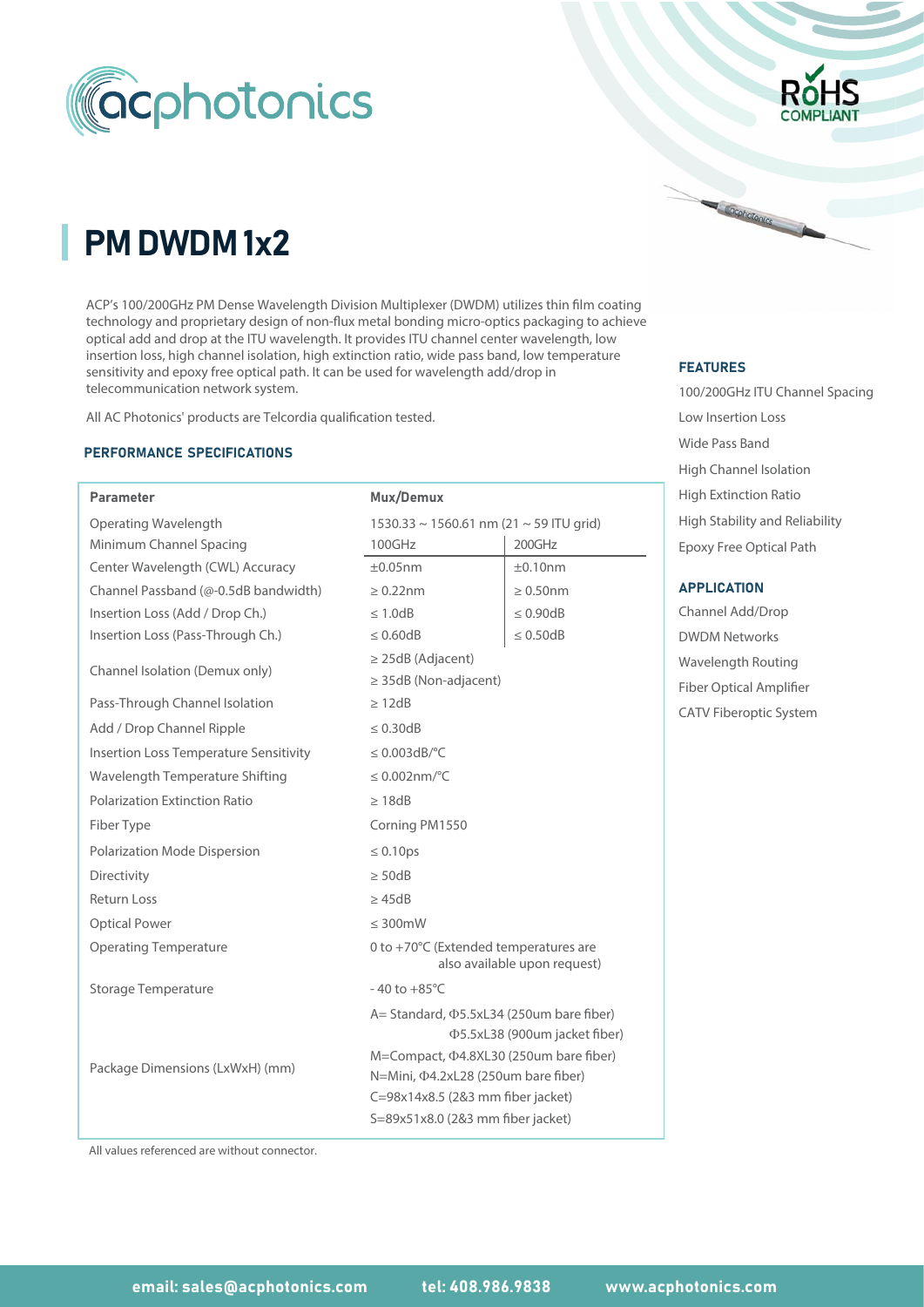# PM DWDM 1x2

ACP's 100/200GHz PM Dense Wavelength Division Multiplexer (DWDM) utilizes thin film coating technology and proprietary design of non-flux metal bonding micro-optics packaging to achieve optical add and drop at the ITU wavelength. It provides ITU channel center wavelength, low insertion loss, high channel isolation, high extinction ratio, wide pass band, low temperature sensitivity and epoxy free optical path. It can be used for wavelength add/drop in telecommunication network system.

All AC Photonics' products are Telcordia qualification tested.

### FEATURES

- 100/200GHz ITU Channel Spacing
- Low Insertion Loss
- Wide Pass Band
- High Channel Isolation
- High Extinction Ratio
- High Stability and Reliability
- Epoxy Free Optical Path

### APPLICATION

- Channel Add/Drop
- DWDM Networks
- Wavelength Routing
- Fiber Optical Amplifier
- CATV Fiberoptic System

### PERFORMANCE SPECIFICATIONS

| Parameter | Mux/Demux | |
|---|---|---|
| Operating Wavelength | 1530.33 ~ 1560.61 nm (21 ~ 59 ITU grid) | |
| Minimum Channel Spacing | 100GHz | 200GHz |
| Center Wavelength (CWL) Accuracy | ±0.05nm | ±0.10nm |
| Channel Passband (@-0.5dB bandwidth) | ≥ 0.22nm | ≥ 0.50nm |
| Insertion Loss (Add / Drop Ch.) | ≤ 1.0dB | ≤ 0.90dB |
| Insertion Loss (Pass-Through Ch.) | ≤ 0.60dB | ≤ 0.50dB |
| Channel Isolation (Demux only) | ≥ 25dB (Adjacent)<br>≥ 35dB (Non-adjacent) | |
| Pass-Through Channel Isolation | ≥ 12dB | |
| Add / Drop Channel Ripple | ≤ 0.30dB | |
| Insertion Loss Temperature Sensitivity | ≤ 0.003dB/°C | |
| Wavelength Temperature Shifting | ≤ 0.002nm/°C | |
| Polarization Extinction Ratio | ≥ 18dB | |
| Fiber Type | Corning PM1550 | |
| Polarization Mode Dispersion | ≤ 0.10ps | |
| Directivity | ≥ 50dB | |
| Return Loss | ≥ 45dB | |
| Optical Power | ≤ 300mW | |
| Operating Temperature | 0 to +70°C (Extended temperatures are also available upon request) | |
| Storage Temperature | - 40 to +85°C | |
| Package Dimensions (LxWxH) (mm) | A= Standard, Φ5.5xL34 (250um bare fiber)<br>Φ5.5xL38 (900um jacket fiber)<br>M=Compact, Φ4.8XL30 (250um bare fiber)<br>N=Mini, Φ4.2xL28 (250um bare fiber)<br>C=98x14x8.5 (2&3 mm fiber jacket)<br>S=89x51x8.0 (2&3 mm fiber jacket) | |

All values referenced are without connector.

email: sales@acphotonics.com tel: 408.986.9838 www.acphotonics.com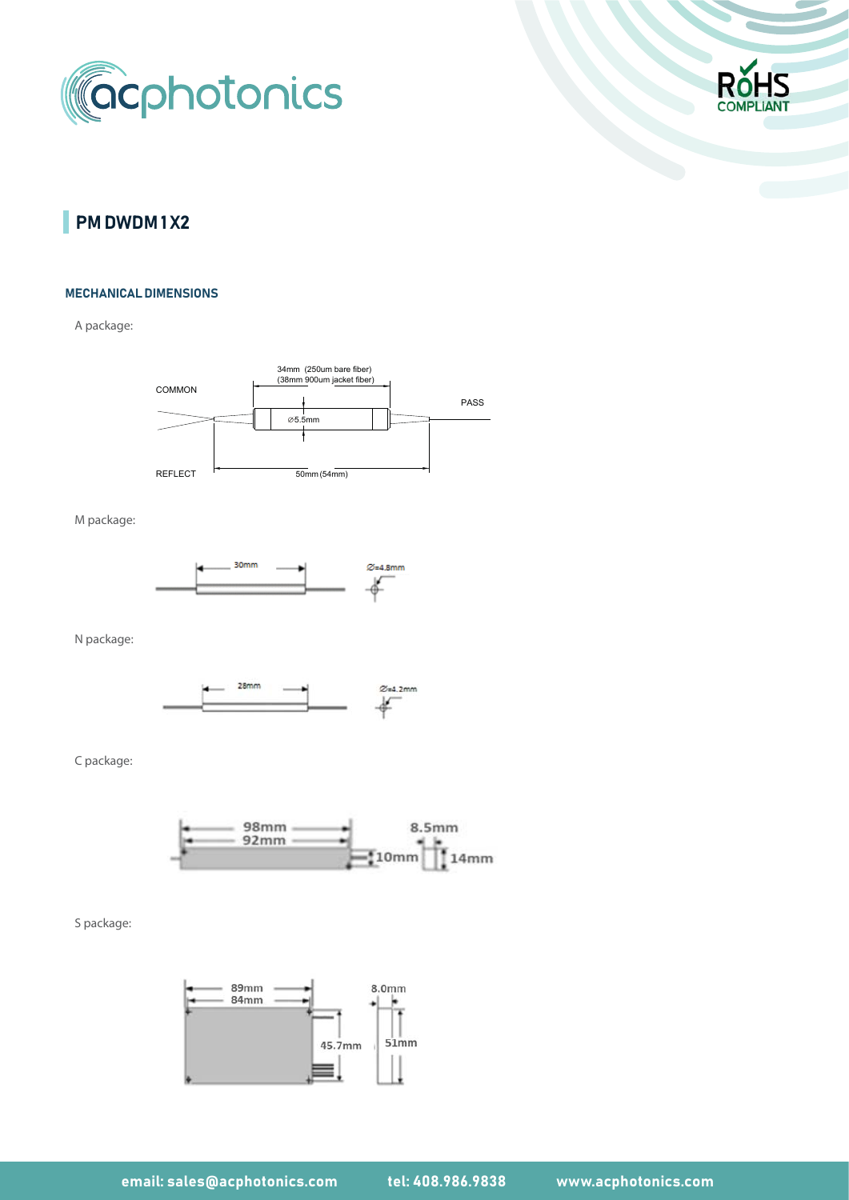## PM DWDM 1 X2

### MECHANICAL DIMENSIONS

A package:

COMMON

34mm (250um bare fiber)
(38mm 900um jacket fiber)

⌀5.5mm

PASS

REFLECT

50mm (54mm)

M package:

30mm

⌀=4.8mm

N package:

28mm

⌀=4.2mm

C package:

98mm
92mm

8.5mm

10mm

14mm

S package:

89mm
84mm

8.0mm

45.7mm

51mm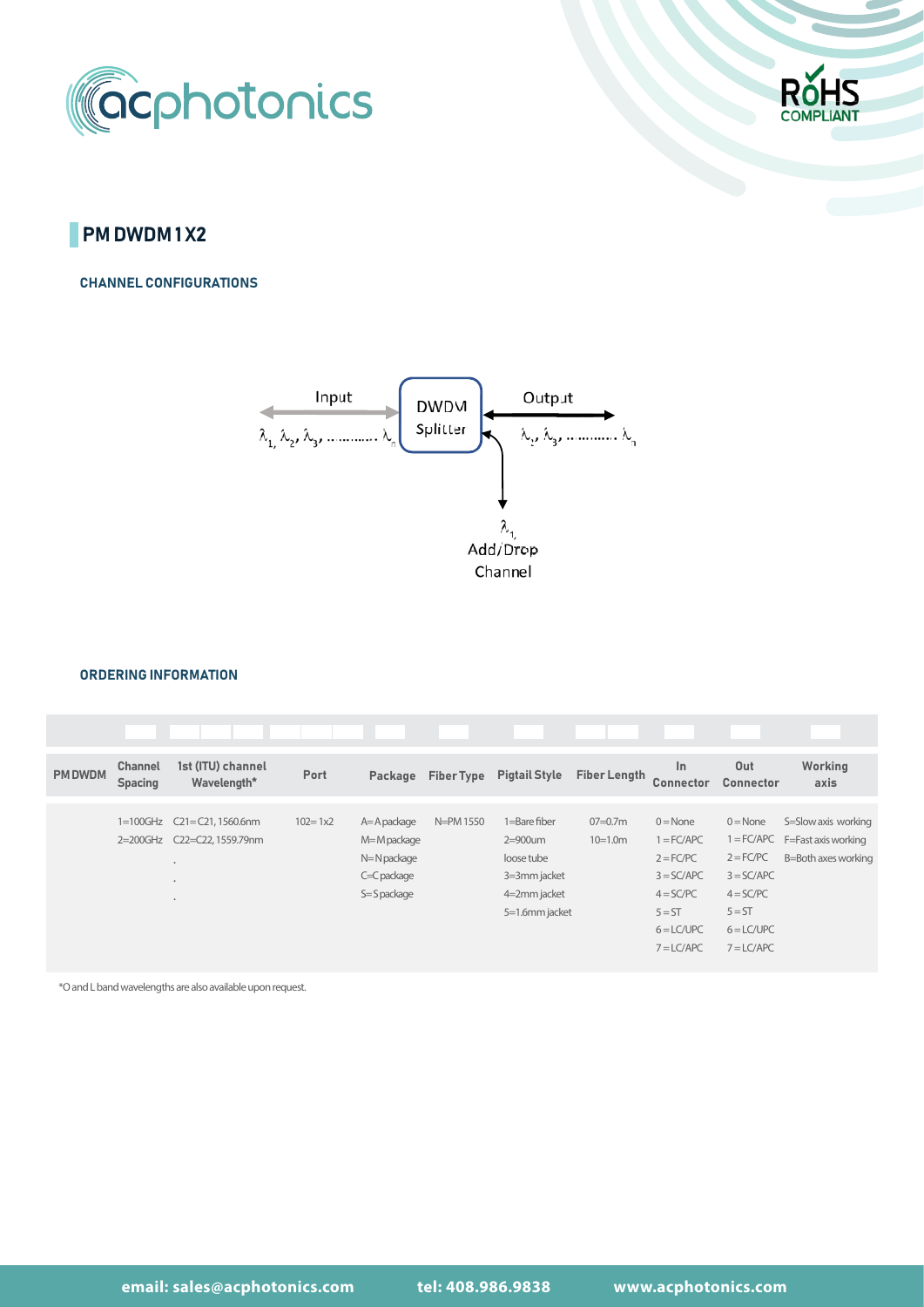## PM DWDM 1 X2

### CHANNEL CONFIGURATIONS

Input
$\lambda_1, \lambda_2, \lambda_3, \ldots\ldots\ldots \lambda_n$

DWDM Splitter

Output
$\lambda_2, \lambda_3, \ldots\ldots\ldots \lambda_n$

$\lambda_1$
Add/Drop Channel

### ORDERING INFORMATION

| PM DWDM | Channel Spacing | 1st (ITU) channel Wavelength* | Port | Package | Fiber Type | Pigtail Style | Fiber Length | In Connector | Out Connector | Working axis |
|---|---|---|---|---|---|---|---|---|---|---|
| | 1=100GHz<br>2=200GHz | C21=C21, 1560.6nm<br>C22=C22, 1559.79nm<br>.<br>.<br>. | 102= 1x2 | A=A package<br>M=M package<br>N=N package<br>C=C package<br>S=S package | N=PM 1550 | 1=Bare fiber<br>2=900um loose tube<br>3=3mm jacket<br>4=2mm jacket<br>5=1.6mm jacket | 07=0.7m<br>10=1.0m | 0 = None<br>1 = FC/APC<br>2 = FC/PC<br>3 = SC/APC<br>4 = SC/PC<br>5 = ST<br>6 = LC/UPC<br>7 = LC/APC | 0 = None<br>1 = FC/APC<br>2 = FC/PC<br>3 = SC/APC<br>4 = SC/PC<br>5 = ST<br>6 = LC/UPC<br>7 = LC/APC | S=Slow axis working<br>F=Fast axis working<br>B=Both axes working |

*O and L band wavelengths are also available upon request.

email: sales@acphotonics.com tel: 408.986.9838 www.acphotonics.com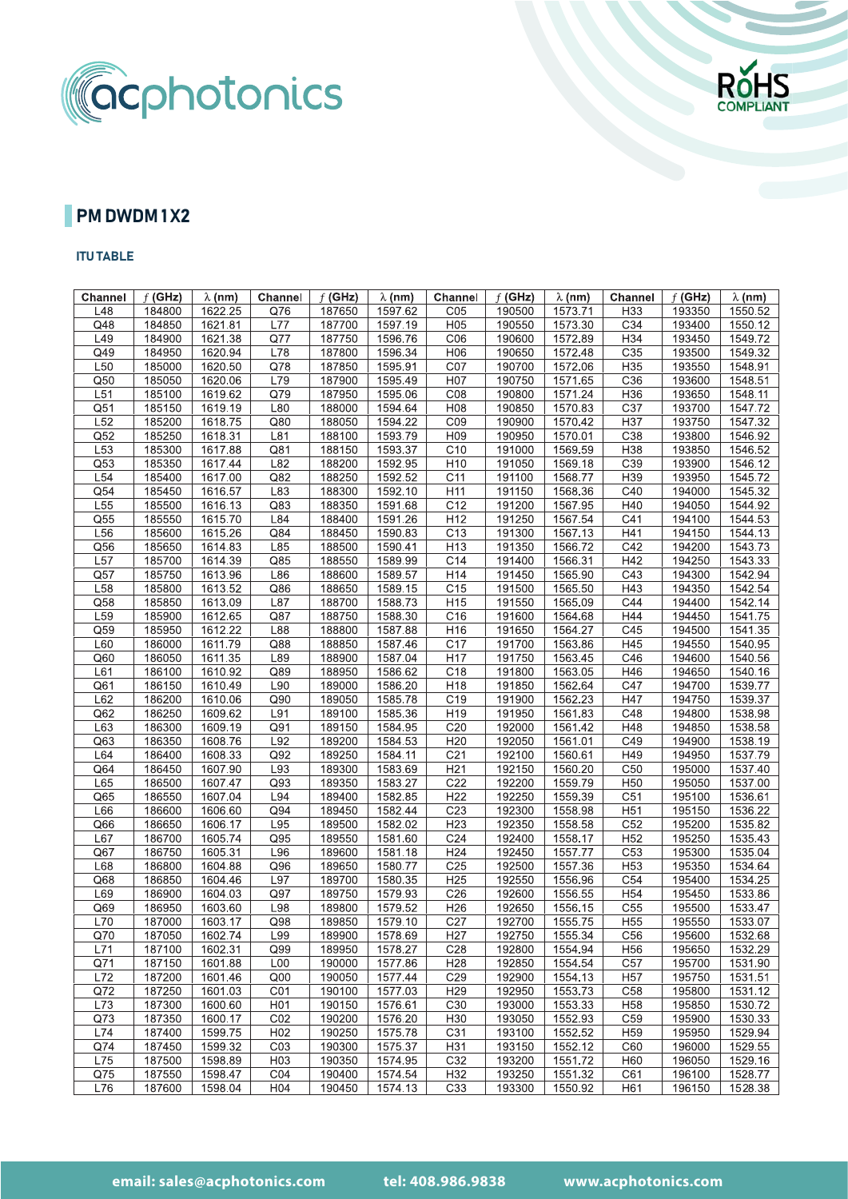## PM DWDM 1X2

### ITU TABLE

| Channel | $f$ (GHz) | λ (nm) | Channel | $f$ (GHz) | λ (nm) | Channel | $f$ (GHz) | λ (nm) | Channel | $f$ (GHz) | λ (nm) |
|---|---|---|---|---|---|---|---|---|---|---|---|
| L48 | 184800 | 1622.25 | Q76 | 187650 | 1597.62 | C05 | 190500 | 1573.71 | H33 | 193350 | 1550.52 |
| Q48 | 184850 | 1621.81 | L77 | 187700 | 1597.19 | H05 | 190550 | 1573.30 | C34 | 193400 | 1550.12 |
| L49 | 184900 | 1621.38 | Q77 | 187750 | 1596.76 | C06 | 190600 | 1572.89 | H34 | 193450 | 1549.72 |
| Q49 | 184950 | 1620.94 | L78 | 187800 | 1596.34 | H06 | 190650 | 1572.48 | C35 | 193500 | 1549.32 |
| L50 | 185000 | 1620.50 | Q78 | 187850 | 1595.91 | C07 | 190700 | 1572.06 | H35 | 193550 | 1548.91 |
| Q50 | 185050 | 1620.06 | L79 | 187900 | 1595.49 | H07 | 190750 | 1571.65 | C36 | 193600 | 1548.51 |
| L51 | 185100 | 1619.62 | Q79 | 187950 | 1595.06 | C08 | 190800 | 1571.24 | H36 | 193650 | 1548.11 |
| Q51 | 185150 | 1619.19 | L80 | 188000 | 1594.64 | H08 | 190850 | 1570.83 | C37 | 193700 | 1547.72 |
| L52 | 185200 | 1618.75 | Q80 | 188050 | 1594.22 | C09 | 190900 | 1570.42 | H37 | 193750 | 1547.32 |
| Q52 | 185250 | 1618.31 | L81 | 188100 | 1593.79 | H09 | 190950 | 1570.01 | C38 | 193800 | 1546.92 |
| L53 | 185300 | 1617.88 | Q81 | 188150 | 1593.37 | C10 | 191000 | 1569.59 | H38 | 193850 | 1546.52 |
| Q53 | 185350 | 1617.44 | L82 | 188200 | 1592.95 | H10 | 191050 | 1569.18 | C39 | 193900 | 1546.12 |
| L54 | 185400 | 1617.00 | Q82 | 188250 | 1592.52 | C11 | 191100 | 1568.77 | H39 | 193950 | 1545.72 |
| Q54 | 185450 | 1616.57 | L83 | 188300 | 1592.10 | H11 | 191150 | 1568.36 | C40 | 194000 | 1545.32 |
| L55 | 185500 | 1616.13 | Q83 | 188350 | 1591.68 | C12 | 191200 | 1567.95 | H40 | 194050 | 1544.92 |
| Q55 | 185550 | 1615.70 | L84 | 188400 | 1591.26 | H12 | 191250 | 1567.54 | C41 | 194100 | 1544.53 |
| L56 | 185600 | 1615.26 | Q84 | 188450 | 1590.83 | C13 | 191300 | 1567.13 | H41 | 194150 | 1544.13 |
| Q56 | 185650 | 1614.83 | L85 | 188500 | 1590.41 | H13 | 191350 | 1566.72 | C42 | 194200 | 1543.73 |
| L57 | 185700 | 1614.39 | Q85 | 188550 | 1589.99 | C14 | 191400 | 1566.31 | H42 | 194250 | 1543.33 |
| Q57 | 185750 | 1613.96 | L86 | 188600 | 1589.57 | H14 | 191450 | 1565.90 | C43 | 194300 | 1542.94 |
| L58 | 185800 | 1613.52 | Q86 | 188650 | 1589.15 | C15 | 191500 | 1565.50 | H43 | 194350 | 1542.54 |
| Q58 | 185850 | 1613.09 | L87 | 188700 | 1588.73 | H15 | 191550 | 1565.09 | C44 | 194400 | 1542.14 |
| L59 | 185900 | 1612.65 | Q87 | 188750 | 1588.30 | C16 | 191600 | 1564.68 | H44 | 194450 | 1541.75 |
| Q59 | 185950 | 1612.22 | L88 | 188800 | 1587.88 | H16 | 191650 | 1564.27 | C45 | 194500 | 1541.35 |
| L60 | 186000 | 1611.79 | Q88 | 188850 | 1587.46 | C17 | 191700 | 1563.86 | H45 | 194550 | 1540.95 |
| Q60 | 186050 | 1611.35 | L89 | 188900 | 1587.04 | H17 | 191750 | 1563.45 | C46 | 194600 | 1540.56 |
| L61 | 186100 | 1610.92 | Q89 | 188950 | 1586.62 | C18 | 191800 | 1563.05 | H46 | 194650 | 1540.16 |
| Q61 | 186150 | 1610.49 | L90 | 189000 | 1586.20 | H18 | 191850 | 1562.64 | C47 | 194700 | 1539.77 |
| L62 | 186200 | 1610.06 | Q90 | 189050 | 1585.78 | C19 | 191900 | 1562.23 | H47 | 194750 | 1539.37 |
| Q62 | 186250 | 1609.62 | L91 | 189100 | 1585.36 | H19 | 191950 | 1561.83 | C48 | 194800 | 1538.98 |
| L63 | 186300 | 1609.19 | Q91 | 189150 | 1584.95 | C20 | 192000 | 1561.42 | H48 | 194850 | 1538.58 |
| Q63 | 186350 | 1608.76 | L92 | 189200 | 1584.53 | H20 | 192050 | 1561.01 | C49 | 194900 | 1538.19 |
| L64 | 186400 | 1608.33 | Q92 | 189250 | 1584.11 | C21 | 192100 | 1560.61 | H49 | 194950 | 1537.79 |
| Q64 | 186450 | 1607.90 | L93 | 189300 | 1583.69 | H21 | 192150 | 1560.20 | C50 | 195000 | 1537.40 |
| L65 | 186500 | 1607.47 | Q93 | 189350 | 1583.27 | C22 | 192200 | 1559.79 | H50 | 195050 | 1537.00 |
| Q65 | 186550 | 1607.04 | L94 | 189400 | 1582.85 | H22 | 192250 | 1559.39 | C51 | 195100 | 1536.61 |
| L66 | 186600 | 1606.60 | Q94 | 189450 | 1582.44 | C23 | 192300 | 1558.98 | H51 | 195150 | 1536.22 |
| Q66 | 186650 | 1606.17 | L95 | 189500 | 1582.02 | H23 | 192350 | 1558.58 | C52 | 195200 | 1535.82 |
| L67 | 186700 | 1605.74 | Q95 | 189550 | 1581.60 | C24 | 192400 | 1558.17 | H52 | 195250 | 1535.43 |
| Q67 | 186750 | 1605.31 | L96 | 189600 | 1581.18 | H24 | 192450 | 1557.77 | C53 | 195300 | 1535.04 |
| L68 | 186800 | 1604.88 | Q96 | 189650 | 1580.77 | C25 | 192500 | 1557.36 | H53 | 195350 | 1534.64 |
| Q68 | 186850 | 1604.46 | L97 | 189700 | 1580.35 | H25 | 192550 | 1556.96 | C54 | 195400 | 1534.25 |
| L69 | 186900 | 1604.03 | Q97 | 189750 | 1579.93 | C26 | 192600 | 1556.55 | H54 | 195450 | 1533.86 |
| Q69 | 186950 | 1603.60 | L98 | 189800 | 1579.52 | H26 | 192650 | 1556.15 | C55 | 195500 | 1533.47 |
| L70 | 187000 | 1603.17 | Q98 | 189850 | 1579.10 | C27 | 192700 | 1555.75 | H55 | 195550 | 1533.07 |
| Q70 | 187050 | 1602.74 | L99 | 189900 | 1578.69 | H27 | 192750 | 1555.34 | C56 | 195600 | 1532.68 |
| L71 | 187100 | 1602.31 | Q99 | 189950 | 1578.27 | C28 | 192800 | 1554.94 | H56 | 195650 | 1532.29 |
| Q71 | 187150 | 1601.88 | L00 | 190000 | 1577.86 | H28 | 192850 | 1554.54 | C57 | 195700 | 1531.90 |
| L72 | 187200 | 1601.46 | Q00 | 190050 | 1577.44 | C29 | 192900 | 1554.13 | H57 | 195750 | 1531.51 |
| Q72 | 187250 | 1601.03 | C01 | 190100 | 1577.03 | H29 | 192950 | 1553.73 | C58 | 195800 | 1531.12 |
| L73 | 187300 | 1600.60 | H01 | 190150 | 1576.61 | C30 | 193000 | 1553.33 | H58 | 195850 | 1530.72 |
| Q73 | 187350 | 1600.17 | C02 | 190200 | 1576.20 | H30 | 193050 | 1552.93 | C59 | 195900 | 1530.33 |
| L74 | 187400 | 1599.75 | H02 | 190250 | 1575.78 | C31 | 193100 | 1552.52 | H59 | 195950 | 1529.94 |
| Q74 | 187450 | 1599.32 | C03 | 190300 | 1575.37 | H31 | 193150 | 1552.12 | C60 | 196000 | 1529.55 |
| L75 | 187500 | 1598.89 | H03 | 190350 | 1574.95 | C32 | 193200 | 1551.72 | H60 | 196050 | 1529.16 |
| Q75 | 187550 | 1598.47 | C04 | 190400 | 1574.54 | H32 | 193250 | 1551.32 | C61 | 196100 | 1528.77 |
| L76 | 187600 | 1598.04 | H04 | 190450 | 1574.13 | C33 | 193300 | 1550.92 | H61 | 196150 | 1528.38 |

email: sales@acphotonics.com tel: 408.986.9838 www.acphotonics.com